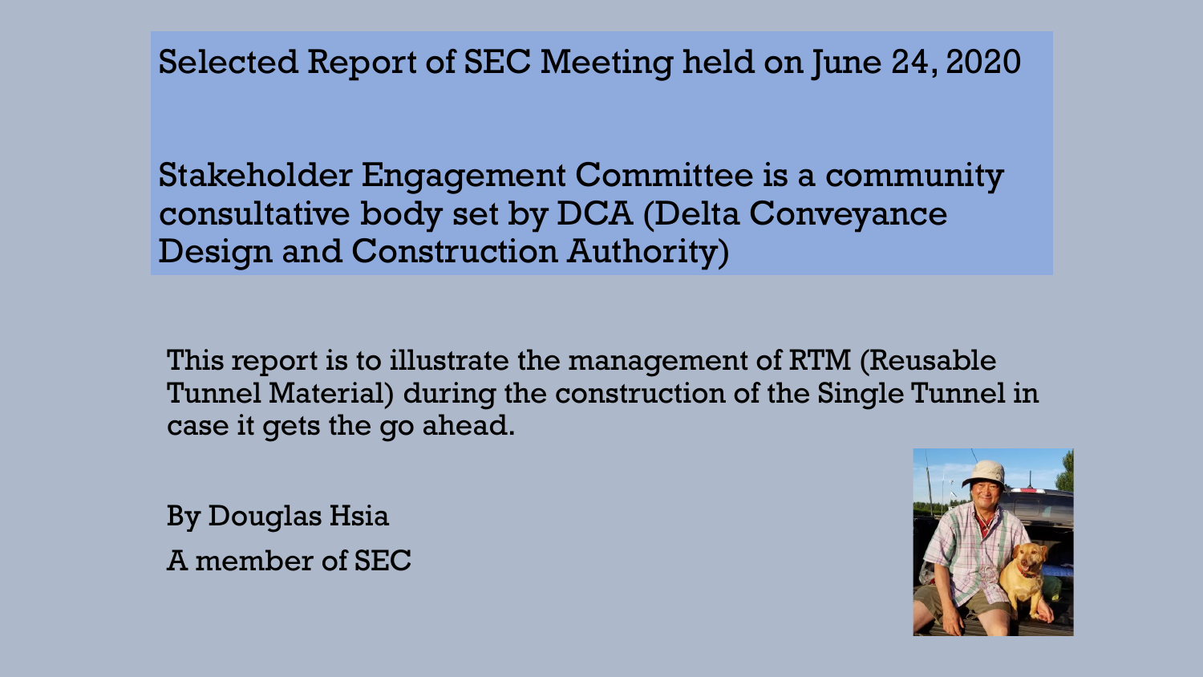# Selected Report of SEC Meeting held on June 24, 2020

Stakeholder Engagement Committee is a community consultative body set by DCA (Delta Conveyance Design and Construction Authority)

This report is to illustrate the management of RTM (Reusable Tunnel Material) during the construction of the Single Tunnel in case it gets the go ahead.

By Douglas Hsia

A member of SEC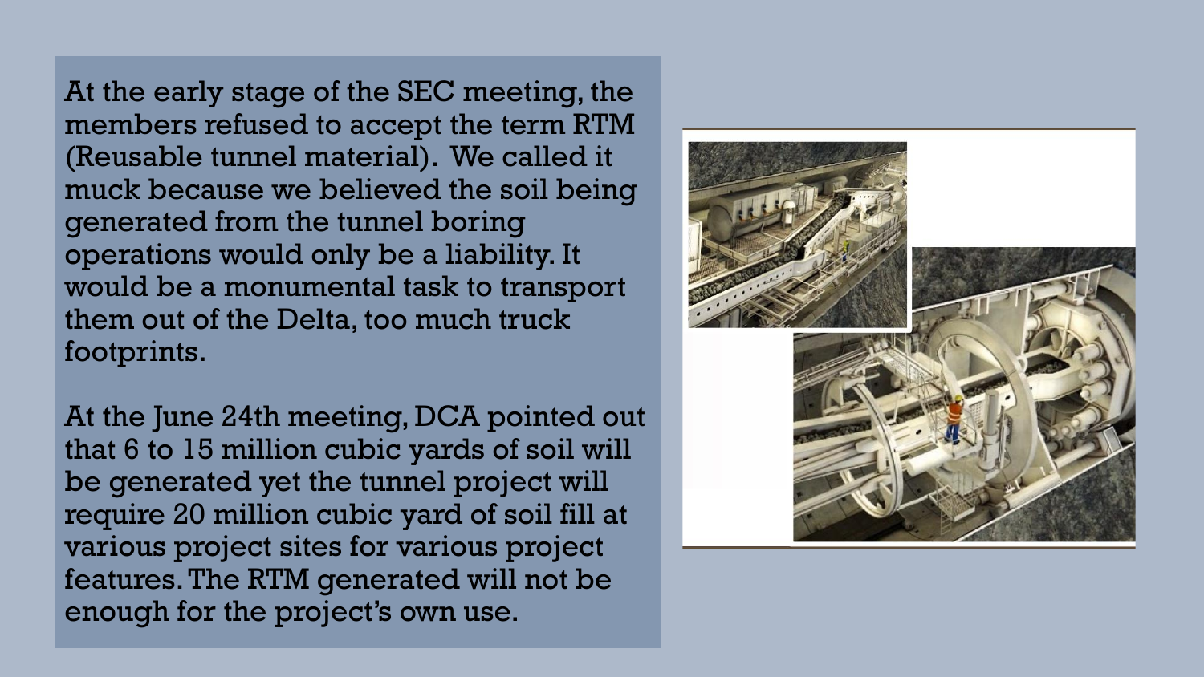At the early stage of the SEC meeting, the members refused to accept the term RTM (Reusable tunnel material). We called it muck because we believed the soil being generated from the tunnel boring operations would only be a liability. It would be a monumental task to transport them out of the Delta, too much truck footprints.

At the June 24th meeting, DCA pointed out that 6 to 15 million cubic yards of soil will be generated yet the tunnel project will require 20 million cubic yard of soil fill at various project sites for various project features. The RTM generated will not be enough for the project's own use.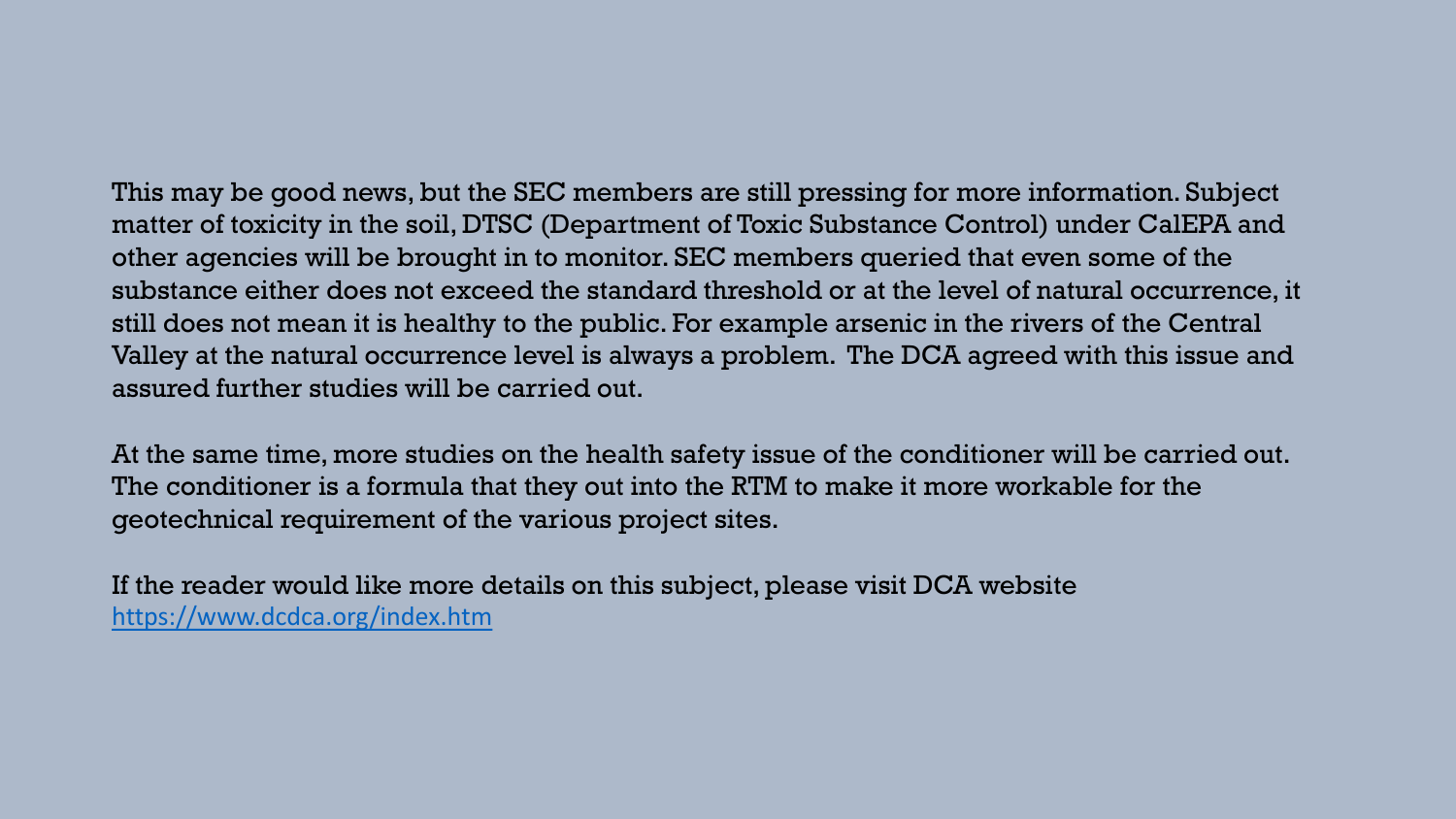This may be good news, but the SEC members are still pressing for more information. Subject matter of toxicity in the soil, DTSC (Department of Toxic Substance Control) under CalEPA and other agencies will be brought in to monitor. SEC members queried that even some of the substance either does not exceed the standard threshold or at the level of natural occurrence, it still does not mean it is healthy to the public. For example arsenic in the rivers of the Central Valley at the natural occurrence level is always a problem. The DCA agreed with this issue and assured further studies will be carried out.

At the same time, more studies on the health safety issue of the conditioner will be carried out. The conditioner is a formula that they out into the RTM to make it more workable for the geotechnical requirement of the various project sites.

If the reader would like more details on this subject, please visit DCA website [https://www.dcdca.org/index.htm](https://www.dcdca.org/index.htm)